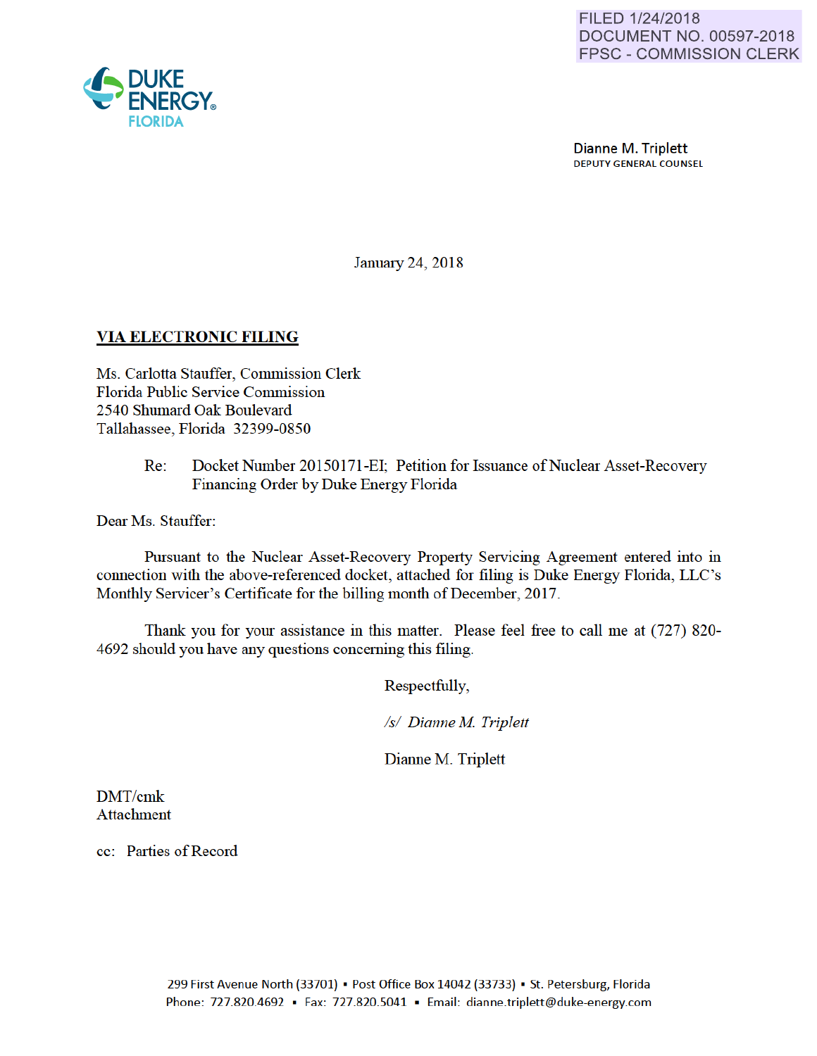FILED 1/24/2018
DOCUMENT NO. 00597-2018
FPSC - COMMISSION CLERK

DUKE ENERGY
FLORIDA

Dianne M. Triplett
DEPUTY GENERAL COUNSEL

January 24, 2018

**VIA ELECTRONIC FILING**

Ms. Carlotta Stauffer, Commission Clerk
Florida Public Service Commission
2540 Shumard Oak Boulevard
Tallahassee, Florida 32399-0850

Re: Docket Number 20150171-EI; Petition for Issuance of Nuclear Asset-Recovery Financing Order by Duke Energy Florida

Dear Ms. Stauffer:

Pursuant to the Nuclear Asset-Recovery Property Servicing Agreement entered into in connection with the above-referenced docket, attached for filing is Duke Energy Florida, LLC's Monthly Servicer's Certificate for the billing month of December, 2017.

Thank you for your assistance in this matter. Please feel free to call me at (727) 820-4692 should you have any questions concerning this filing.

Respectfully,

*/s/ Dianne M. Triplett*

Dianne M. Triplett

DMT/cmk
Attachment

cc: Parties of Record

299 First Avenue North (33701) ▪ Post Office Box 14042 (33733) ▪ St. Petersburg, Florida
Phone: 727.820.4692 ▪ Fax: 727.820.5041 ▪ Email: dianne.triplett@duke-energy.com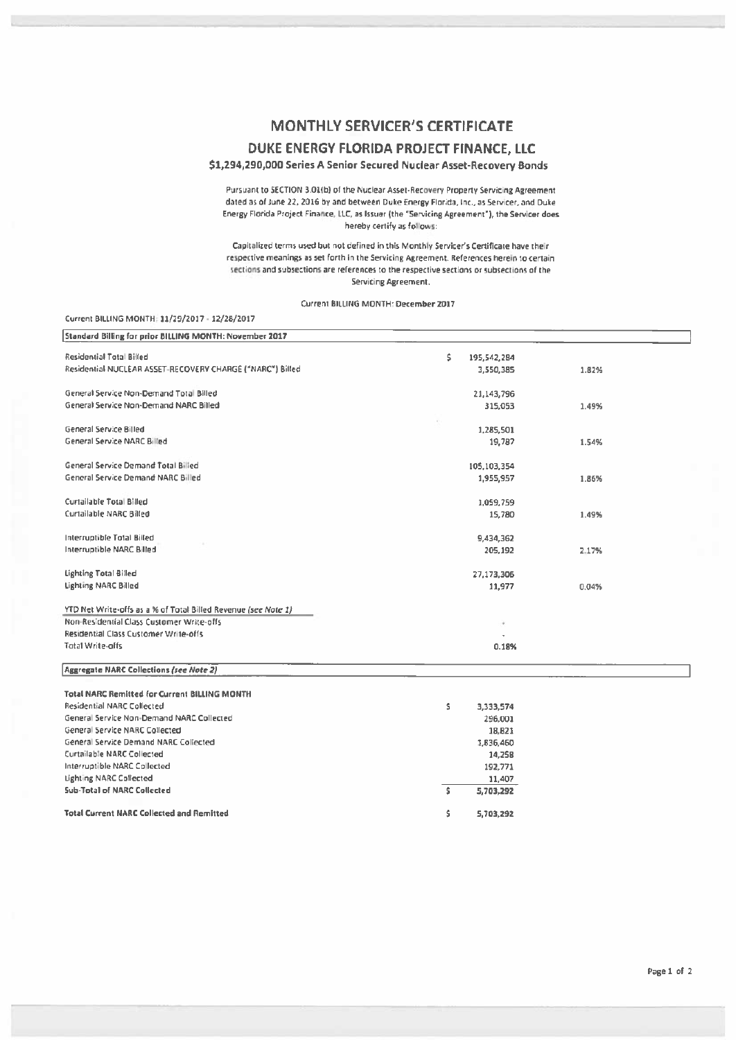# MONTHLY SERVICER'S CERTIFICATE

## DUKE ENERGY FLORIDA PROJECT FINANCE, LLC

### $1,294,290,000 Series A Senior Secured Nuclear Asset-Recovery Bonds

Pursuant to SECTION 3.01(b) of the Nuclear Asset-Recovery Property Servicing Agreement dated as of June 22, 2016 by and between Duke Energy Florida, Inc., as Servicer, and Duke Energy Florida Project Finance, LLC, as Issuer (the "Servicing Agreement"), the Servicer does hereby certify as follows:

Capitalized terms used but not defined in this Monthly Servicer's Certificate have their respective meanings as set forth in the Servicing Agreement. References herein to certain sections and subsections are references to the respective sections or subsections of the Servicing Agreement.

Current BILLING MONTH: December 2017

Current BILLING MONTH: 11/29/2017 - 12/28/2017

| Standard Billing for prior BILLING MONTH: November 2017 | | |
|---|---|---|
| Residential Total Billed | $ 195,542,284 | |
| Residential NUCLEAR ASSET-RECOVERY CHARGE ("NARC") Billed | 3,550,385 | 1.82% |
| | | |
| General Service Non-Demand Total Billed | 21,143,796 | |
| General Service Non-Demand NARC Billed | 315,053 | 1.49% |
| | | |
| General Service Billed | 1,285,501 | |
| General Service NARC Billed | 19,787 | 1.54% |
| | | |
| General Service Demand Total Billed | 105,103,354 | |
| General Service Demand NARC Billed | 1,955,957 | 1.86% |
| | | |
| Curtailable Total Billed | 1,059,759 | |
| Curtailable NARC Billed | 15,780 | 1.49% |
| | | |
| Interruptible Total Billed | 9,434,362 | |
| Interruptible NARC Billed | 205,192 | 2.17% |
| | | |
| Lighting Total Billed | 27,173,306 | |
| Lighting NARC Billed | 11,977 | 0.04% |
| | | |
| YTD Net Write-offs as a % of Total Billed Revenue *(see Note 1)* | | |
| Non-Residential Class Customer Write-offs | - | |
| Residential Class Customer Write-offs | - | |
| Total Write-offs | 0.18% | |

| Aggregate NARC Collections *(see Note 2)* | |
|---|---|
| **Total NARC Remitted for Current BILLING MONTH** | |
| Residential NARC Collected | $ 3,333,574 |
| General Service Non-Demand NARC Collected | 296,001 |
| General Service NARC Collected | 18,821 |
| General Service Demand NARC Collected | 1,836,460 |
| Curtailable NARC Collected | 14,258 |
| Interruptible NARC Collected | 192,771 |
| Lighting NARC Collected | 11,407 |
| **Sub-Total of NARC Collected** | $ 5,703,292 |
| | |
| **Total Current NARC Collected and Remitted** | $ 5,703,292 |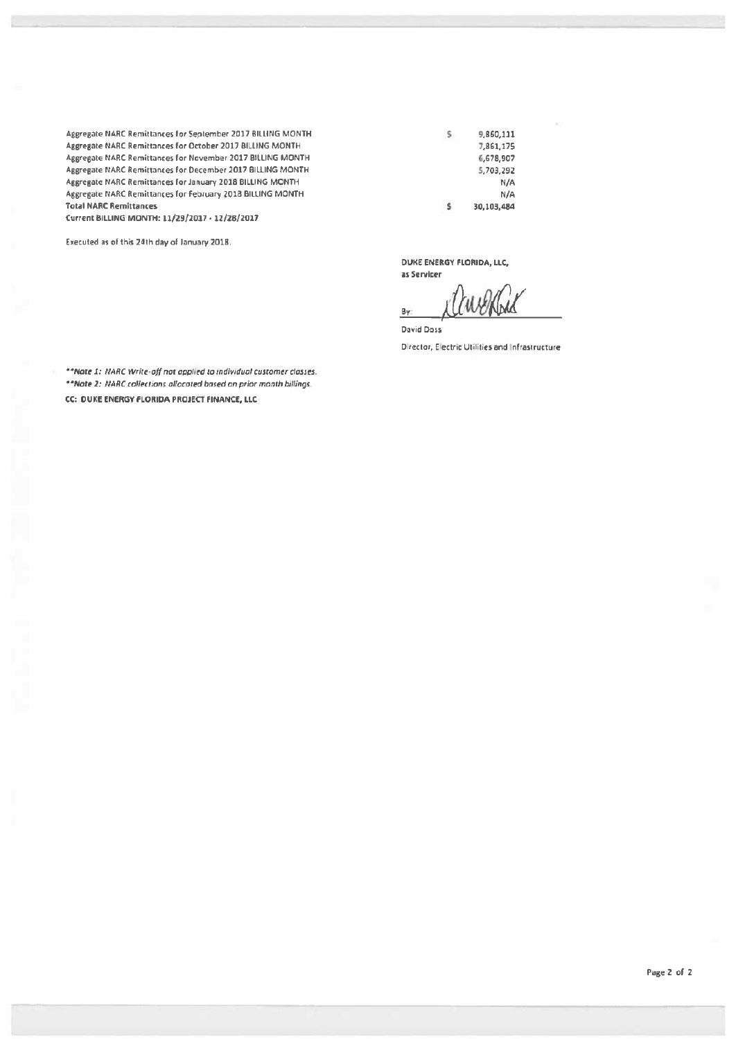| | | |
|---|---|---|
| Aggregate NARC Remittances for September 2017 BILLING MONTH | $ | 9,860,111 |
| Aggregate NARC Remittances for October 2017 BILLING MONTH | | 7,861,175 |
| Aggregate NARC Remittances for November 2017 BILLING MONTH | | 6,678,907 |
| Aggregate NARC Remittances for December 2017 BILLING MONTH | | 5,703,292 |
| Aggregate NARC Remittances for January 2018 BILLING MONTH | | N/A |
| Aggregate NARC Remittances for February 2018 BILLING MONTH | | N/A |
| **Total NARC Remittances** | $ | 30,103,484 |

**Current BILLING MONTH: 11/29/2017 - 12/28/2017**

Executed as of this 24th day of January 2018.

**DUKE ENERGY FLORIDA, LLC,**
**as Servicer**

By: ______________________

David Doss

Director, Electric Utilities and Infrastructure

*\*\*Note 1: NARC Write-off not applied to individual customer classes.*
*\*\*Note 2: NARC collections allocated based on prior month billings.*

**CC: DUKE ENERGY FLORIDA PROJECT FINANCE, LLC**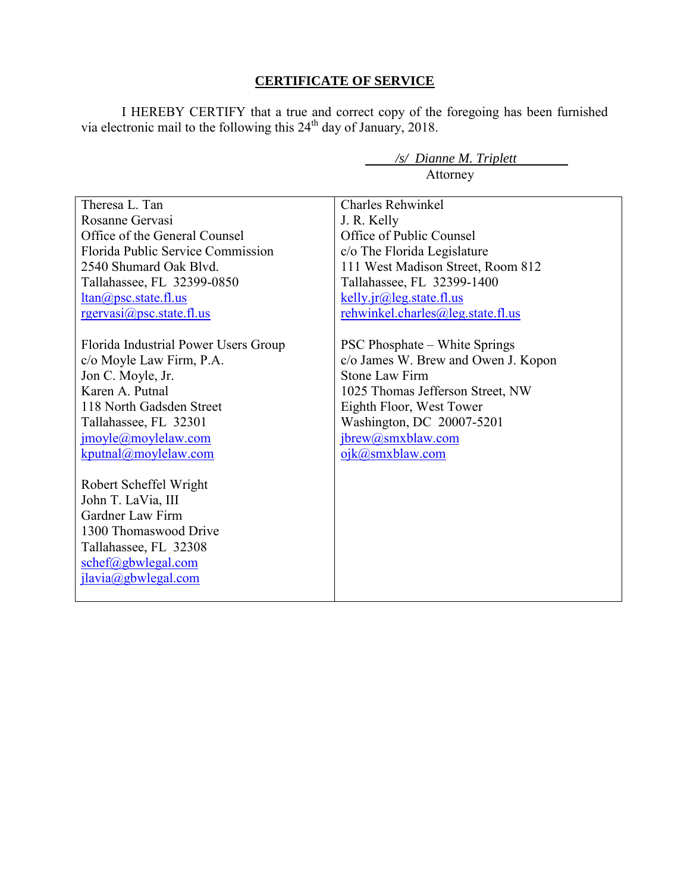# CERTIFICATE OF SERVICE

I HEREBY CERTIFY that a true and correct copy of the foregoing has been furnished via electronic mail to the following this 24th day of January, 2018.

*/s/ Dianne M. Triplett*
Attorney

| | |
|---|---|
| Theresa L. Tan<br>Rosanne Gervasi<br>Office of the General Counsel<br>Florida Public Service Commission<br>2540 Shumard Oak Blvd.<br>Tallahassee, FL 32399-0850<br>ltan@psc.state.fl.us<br>rgervasi@psc.state.fl.us | Charles Rehwinkel<br>J. R. Kelly<br>Office of Public Counsel<br>c/o The Florida Legislature<br>111 West Madison Street, Room 812<br>Tallahassee, FL 32399-1400<br>kelly.jr@leg.state.fl.us<br>rehwinkel.charles@leg.state.fl.us |
| Florida Industrial Power Users Group<br>c/o Moyle Law Firm, P.A.<br>Jon C. Moyle, Jr.<br>Karen A. Putnal<br>118 North Gadsden Street<br>Tallahassee, FL 32301<br>jmoyle@moylelaw.com<br>kputnal@moylelaw.com | PSC Phosphate – White Springs<br>c/o James W. Brew and Owen J. Kopon<br>Stone Law Firm<br>1025 Thomas Jefferson Street, NW<br>Eighth Floor, West Tower<br>Washington, DC 20007-5201<br>jbrew@smxblaw.com<br>ojk@smxblaw.com |
| Robert Scheffel Wright<br>John T. LaVia, III<br>Gardner Law Firm<br>1300 Thomaswood Drive<br>Tallahassee, FL 32308<br>schef@gbwlegal.com<br>jlavia@gbwlegal.com | |